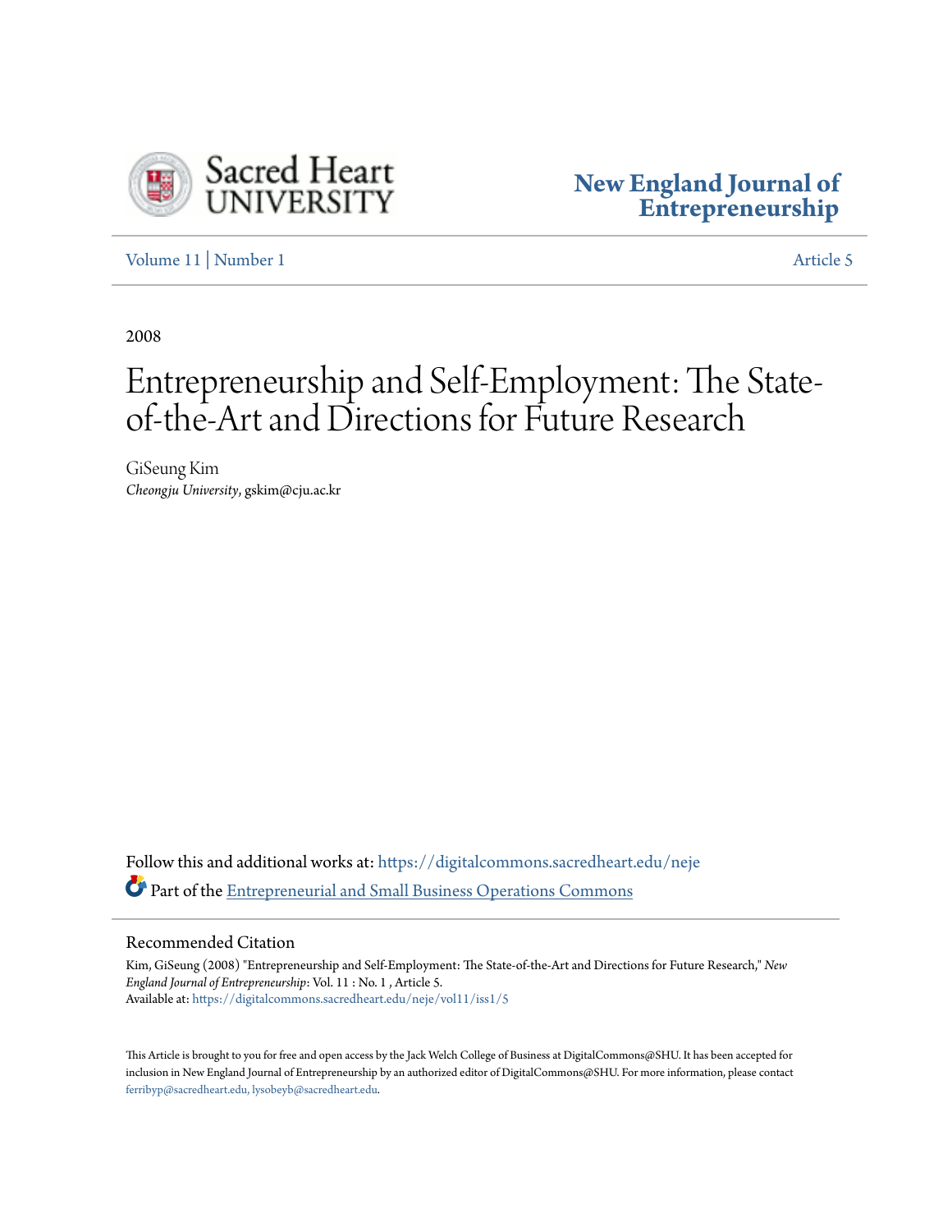Sacred Heart UNIVERSITY

**New England Journal of Entrepreneurship**

Volume 11 | Number 1 Article 5

2008

# Entrepreneurship and Self-Employment: The State-of-the-Art and Directions for Future Research

GiSeung Kim
*Cheongju University*, gskim@cju.ac.kr

Follow this and additional works at: https://digitalcommons.sacredheart.edu/neje

Part of the Entrepreneurial and Small Business Operations Commons

## Recommended Citation

Kim, GiSeung (2008) "Entrepreneurship and Self-Employment: The State-of-the-Art and Directions for Future Research," *New England Journal of Entrepreneurship*: Vol. 11 : No. 1 , Article 5.
Available at: https://digitalcommons.sacredheart.edu/neje/vol11/iss1/5

This Article is brought to you for free and open access by the Jack Welch College of Business at DigitalCommons@SHU. It has been accepted for inclusion in New England Journal of Entrepreneurship by an authorized editor of DigitalCommons@SHU. For more information, please contact ferribyp@sacredheart.edu, lysobeyb@sacredheart.edu.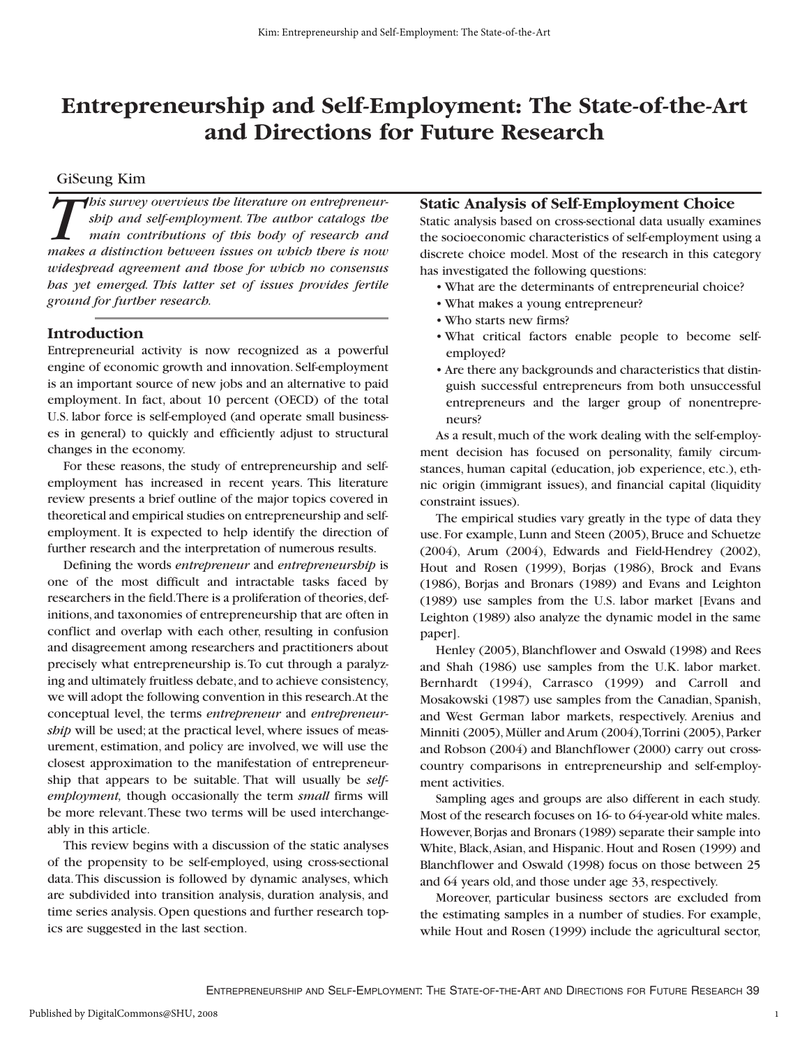# Entrepreneurship and Self-Employment: The State-of-the-Art and Directions for Future Research

GiSeung Kim

*This survey overviews the literature on entrepreneurship and self-employment. The author catalogs the main contributions of this body of research and makes a distinction between issues on which there is now widespread agreement and those for which no consensus has yet emerged. This latter set of issues provides fertile ground for further research.*

## Introduction

Entrepreneurial activity is now recognized as a powerful engine of economic growth and innovation. Self-employment is an important source of new jobs and an alternative to paid employment. In fact, about 10 percent (OECD) of the total U.S. labor force is self-employed (and operate small businesses in general) to quickly and efficiently adjust to structural changes in the economy.

For these reasons, the study of entrepreneurship and self-employment has increased in recent years. This literature review presents a brief outline of the major topics covered in theoretical and empirical studies on entrepreneurship and self-employment. It is expected to help identify the direction of further research and the interpretation of numerous results.

Defining the words *entrepreneur* and *entrepreneurship* is one of the most difficult and intractable tasks faced by researchers in the field. There is a proliferation of theories, definitions, and taxonomies of entrepreneurship that are often in conflict and overlap with each other, resulting in confusion and disagreement among researchers and practitioners about precisely what entrepreneurship is. To cut through a paralyzing and ultimately fruitless debate, and to achieve consistency, we will adopt the following convention in this research. At the conceptual level, the terms *entrepreneur* and *entrepreneurship* will be used; at the practical level, where issues of measurement, estimation, and policy are involved, we will use the closest approximation to the manifestation of entrepreneurship that appears to be suitable. That will usually be *self-employment,* though occasionally the term *small* firms will be more relevant. These two terms will be used interchangeably in this article.

This review begins with a discussion of the static analyses of the propensity to be self-employed, using cross-sectional data. This discussion is followed by dynamic analyses, which are subdivided into transition analysis, duration analysis, and time series analysis. Open questions and further research topics are suggested in the last section.

## Static Analysis of Self-Employment Choice

Static analysis based on cross-sectional data usually examines the socioeconomic characteristics of self-employment using a discrete choice model. Most of the research in this category has investigated the following questions:

- What are the determinants of entrepreneurial choice?
- What makes a young entrepreneur?
- Who starts new firms?
- What critical factors enable people to become self-employed?
- Are there any backgrounds and characteristics that distinguish successful entrepreneurs from both unsuccessful entrepreneurs and the larger group of nonentrepreneurs?

As a result, much of the work dealing with the self-employment decision has focused on personality, family circumstances, human capital (education, job experience, etc.), ethnic origin (immigrant issues), and financial capital (liquidity constraint issues).

The empirical studies vary greatly in the type of data they use. For example, Lunn and Steen (2005), Bruce and Schuetze (2004), Arum (2004), Edwards and Field-Hendrey (2002), Hout and Rosen (1999), Borjas (1986), Brock and Evans (1986), Borjas and Bronars (1989) and Evans and Leighton (1989) use samples from the U.S. labor market [Evans and Leighton (1989) also analyze the dynamic model in the same paper].

Henley (2005), Blanchflower and Oswald (1998) and Rees and Shah (1986) use samples from the U.K. labor market. Bernhardt (1994), Carrasco (1999) and Carroll and Mosakowski (1987) use samples from the Canadian, Spanish, and West German labor markets, respectively. Arenius and Minniti (2005), Müller and Arum (2004), Torrini (2005), Parker and Robson (2004) and Blanchflower (2000) carry out cross-country comparisons in entrepreneurship and self-employment activities.

Sampling ages and groups are also different in each study. Most of the research focuses on 16- to 64-year-old white males. However, Borjas and Bronars (1989) separate their sample into White, Black, Asian, and Hispanic. Hout and Rosen (1999) and Blanchflower and Oswald (1998) focus on those between 25 and 64 years old, and those under age 33, respectively.

Moreover, particular business sectors are excluded from the estimating samples in a number of studies. For example, while Hout and Rosen (1999) include the agricultural sector,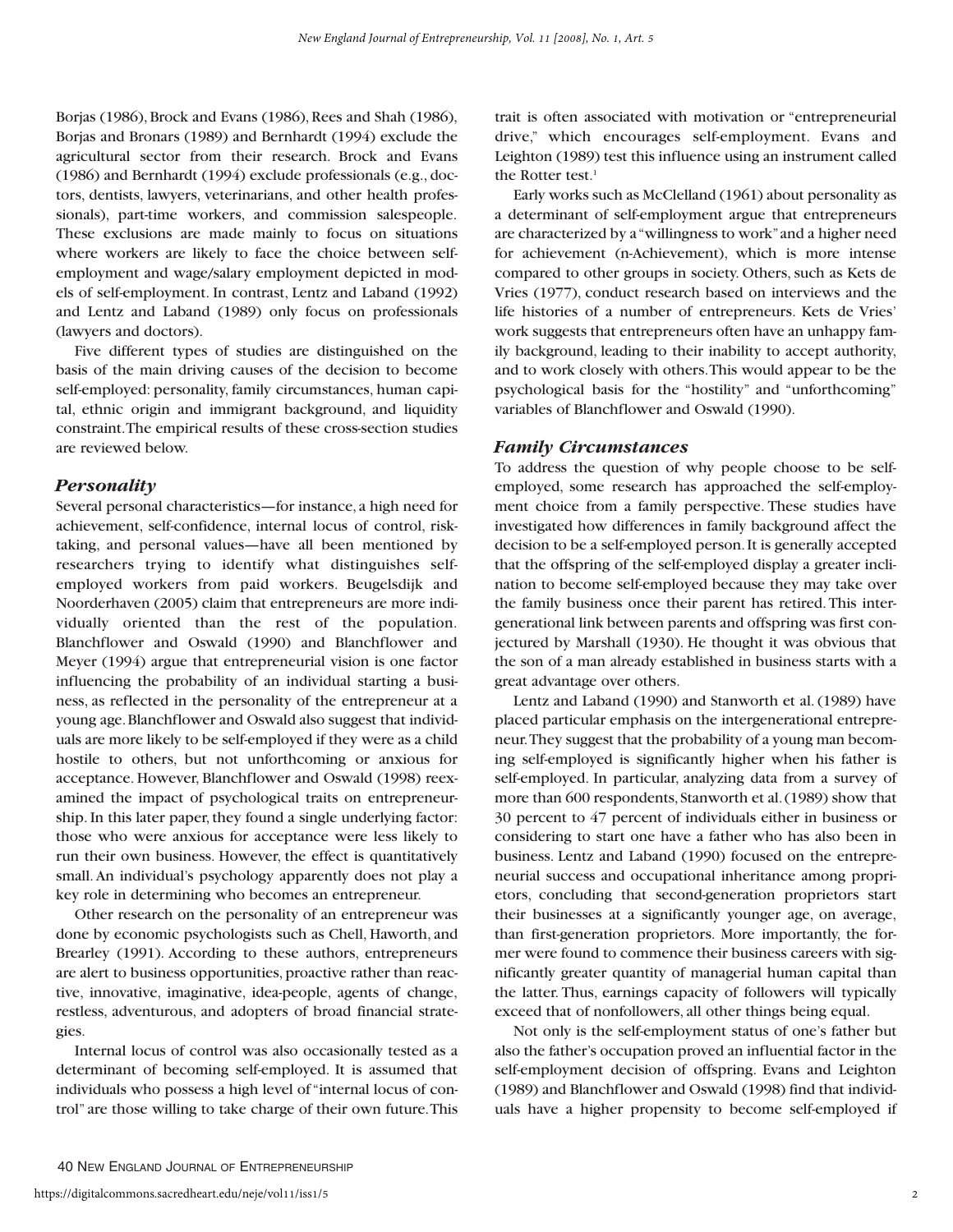Borjas (1986), Brock and Evans (1986), Rees and Shah (1986), Borjas and Bronars (1989) and Bernhardt (1994) exclude the agricultural sector from their research. Brock and Evans (1986) and Bernhardt (1994) exclude professionals (e.g., doctors, dentists, lawyers, veterinarians, and other health professionals), part-time workers, and commission salespeople. These exclusions are made mainly to focus on situations where workers are likely to face the choice between self-employment and wage/salary employment depicted in models of self-employment. In contrast, Lentz and Laband (1992) and Lentz and Laband (1989) only focus on professionals (lawyers and doctors).

Five different types of studies are distinguished on the basis of the main driving causes of the decision to become self-employed: personality, family circumstances, human capital, ethnic origin and immigrant background, and liquidity constraint. The empirical results of these cross-section studies are reviewed below.

### *Personality*

Several personal characteristics—for instance, a high need for achievement, self-confidence, internal locus of control, risk-taking, and personal values—have all been mentioned by researchers trying to identify what distinguishes self-employed workers from paid workers. Beugelsdijk and Noorderhaven (2005) claim that entrepreneurs are more individually oriented than the rest of the population. Blanchflower and Oswald (1990) and Blanchflower and Meyer (1994) argue that entrepreneurial vision is one factor influencing the probability of an individual starting a business, as reflected in the personality of the entrepreneur at a young age. Blanchflower and Oswald also suggest that individuals are more likely to be self-employed if they were as a child hostile to others, but not unforthcoming or anxious for acceptance. However, Blanchflower and Oswald (1998) reexamined the impact of psychological traits on entrepreneurship. In this later paper, they found a single underlying factor: those who were anxious for acceptance were less likely to run their own business. However, the effect is quantitatively small. An individual's psychology apparently does not play a key role in determining who becomes an entrepreneur.

Other research on the personality of an entrepreneur was done by economic psychologists such as Chell, Haworth, and Brearley (1991). According to these authors, entrepreneurs are alert to business opportunities, proactive rather than reactive, innovative, imaginative, idea-people, agents of change, restless, adventurous, and adopters of broad financial strategies.

Internal locus of control was also occasionally tested as a determinant of becoming self-employed. It is assumed that individuals who possess a high level of "internal locus of control" are those willing to take charge of their own future. This trait is often associated with motivation or "entrepreneurial drive," which encourages self-employment. Evans and Leighton (1989) test this influence using an instrument called the Rotter test.[1]

Early works such as McClelland (1961) about personality as a determinant of self-employment argue that entrepreneurs are characterized by a "willingness to work" and a higher need for achievement (n-Achievement), which is more intense compared to other groups in society. Others, such as Kets de Vries (1977), conduct research based on interviews and the life histories of a number of entrepreneurs. Kets de Vries' work suggests that entrepreneurs often have an unhappy family background, leading to their inability to accept authority, and to work closely with others. This would appear to be the psychological basis for the "hostility" and "unforthcoming" variables of Blanchflower and Oswald (1990).

### *Family Circumstances*

To address the question of why people choose to be self-employed, some research has approached the self-employment choice from a family perspective. These studies have investigated how differences in family background affect the decision to be a self-employed person. It is generally accepted that the offspring of the self-employed display a greater inclination to become self-employed because they may take over the family business once their parent has retired. This intergenerational link between parents and offspring was first conjectured by Marshall (1930). He thought it was obvious that the son of a man already established in business starts with a great advantage over others.

Lentz and Laband (1990) and Stanworth et al. (1989) have placed particular emphasis on the intergenerational entrepreneur. They suggest that the probability of a young man becoming self-employed is significantly higher when his father is self-employed. In particular, analyzing data from a survey of more than 600 respondents, Stanworth et al. (1989) show that 30 percent to 47 percent of individuals either in business or considering to start one have a father who has also been in business. Lentz and Laband (1990) focused on the entrepreneurial success and occupational inheritance among proprietors, concluding that second-generation proprietors start their businesses at a significantly younger age, on average, than first-generation proprietors. More importantly, the former were found to commence their business careers with significantly greater quantity of managerial human capital than the latter. Thus, earnings capacity of followers will typically exceed that of nonfollowers, all other things being equal.

Not only is the self-employment status of one's father but also the father's occupation proved an influential factor in the self-employment decision of offspring. Evans and Leighton (1989) and Blanchflower and Oswald (1998) find that individuals have a higher propensity to become self-employed if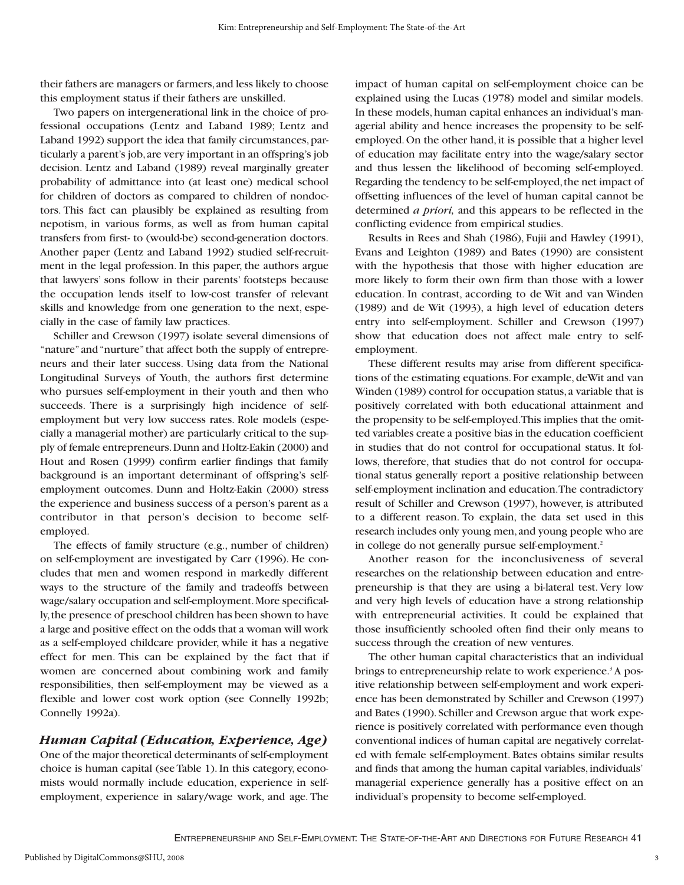their fathers are managers or farmers, and less likely to choose this employment status if their fathers are unskilled.

Two papers on intergenerational link in the choice of professional occupations (Lentz and Laband 1989; Lentz and Laband 1992) support the idea that family circumstances, particularly a parent's job, are very important in an offspring's job decision. Lentz and Laband (1989) reveal marginally greater probability of admittance into (at least one) medical school for children of doctors as compared to children of nondoctors. This fact can plausibly be explained as resulting from nepotism, in various forms, as well as from human capital transfers from first- to (would-be) second-generation doctors. Another paper (Lentz and Laband 1992) studied self-recruitment in the legal profession. In this paper, the authors argue that lawyers' sons follow in their parents' footsteps because the occupation lends itself to low-cost transfer of relevant skills and knowledge from one generation to the next, especially in the case of family law practices.

Schiller and Crewson (1997) isolate several dimensions of "nature" and "nurture" that affect both the supply of entrepreneurs and their later success. Using data from the National Longitudinal Surveys of Youth, the authors first determine who pursues self-employment in their youth and then who succeeds. There is a surprisingly high incidence of self-employment but very low success rates. Role models (especially a managerial mother) are particularly critical to the supply of female entrepreneurs. Dunn and Holtz-Eakin (2000) and Hout and Rosen (1999) confirm earlier findings that family background is an important determinant of offspring's self-employment outcomes. Dunn and Holtz-Eakin (2000) stress the experience and business success of a person's parent as a contributor in that person's decision to become self-employed.

The effects of family structure (e.g., number of children) on self-employment are investigated by Carr (1996). He concludes that men and women respond in markedly different ways to the structure of the family and tradeoffs between wage/salary occupation and self-employment. More specifically, the presence of preschool children has been shown to have a large and positive effect on the odds that a woman will work as a self-employed childcare provider, while it has a negative effect for men. This can be explained by the fact that if women are concerned about combining work and family responsibilities, then self-employment may be viewed as a flexible and lower cost work option (see Connelly 1992b; Connelly 1992a).

### *Human Capital (Education, Experience, Age)*

One of the major theoretical determinants of self-employment choice is human capital (see Table 1). In this category, economists would normally include education, experience in self-employment, experience in salary/wage work, and age. The impact of human capital on self-employment choice can be explained using the Lucas (1978) model and similar models. In these models, human capital enhances an individual's managerial ability and hence increases the propensity to be self-employed. On the other hand, it is possible that a higher level of education may facilitate entry into the wage/salary sector and thus lessen the likelihood of becoming self-employed. Regarding the tendency to be self-employed, the net impact of offsetting influences of the level of human capital cannot be determined *a priori,* and this appears to be reflected in the conflicting evidence from empirical studies.

Results in Rees and Shah (1986), Fujii and Hawley (1991), Evans and Leighton (1989) and Bates (1990) are consistent with the hypothesis that those with higher education are more likely to form their own firm than those with a lower education. In contrast, according to de Wit and van Winden (1989) and de Wit (1993), a high level of education deters entry into self-employment. Schiller and Crewson (1997) show that education does not affect male entry to self-employment.

These different results may arise from different specifications of the estimating equations. For example, deWit and van Winden (1989) control for occupation status, a variable that is positively correlated with both educational attainment and the propensity to be self-employed. This implies that the omitted variables create a positive bias in the education coefficient in studies that do not control for occupational status. It follows, therefore, that studies that do not control for occupational status generally report a positive relationship between self-employment inclination and education. The contradictory result of Schiller and Crewson (1997), however, is attributed to a different reason. To explain, the data set used in this research includes only young men, and young people who are in college do not generally pursue self-employment.[2]

Another reason for the inconclusiveness of several researches on the relationship between education and entrepreneurship is that they are using a bi-lateral test. Very low and very high levels of education have a strong relationship with entrepreneurial activities. It could be explained that those insufficiently schooled often find their only means to success through the creation of new ventures.

The other human capital characteristics that an individual brings to entrepreneurship relate to work experience.[3] A positive relationship between self-employment and work experience has been demonstrated by Schiller and Crewson (1997) and Bates (1990). Schiller and Crewson argue that work experience is positively correlated with performance even though conventional indices of human capital are negatively correlated with female self-employment. Bates obtains similar results and finds that among the human capital variables, individuals' managerial experience generally has a positive effect on an individual's propensity to become self-employed.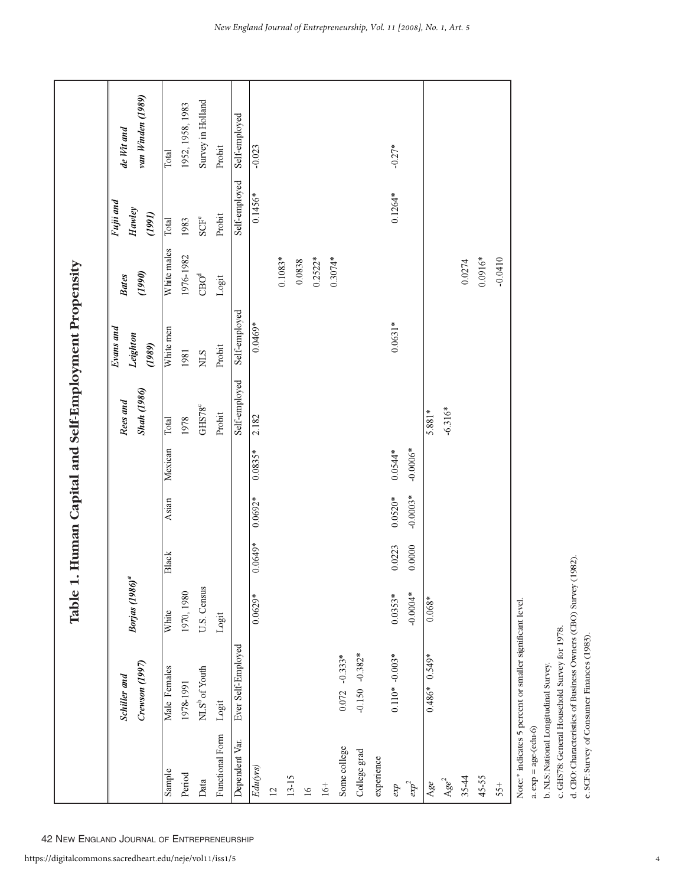# Table 1. Human Capital and Self-Employment Propensity

| | Schiller and Crewson (1997) | | Borjas (1986)[a] | | | | Rees and Shah (1986) | Evans and Leighton (1989) | Bates (1990) | Fujii and Hawley (1991) | de Wit and van Winden (1989) |
|---|---|---|---|---|---|---|---|---|---|---|---|
| Sample | Male | Females | White | Black | Asian | Mexican | Total | White men | White males | Total | Total |
| Period | 1978-1991 | | 1970, 1980 | | | | 1978 | 1981 | 1976-1982 | 1983 | 1952, 1958, 1983 |
| Data | NLS[b] of Youth | | U.S. Census | | | | GHS78[c] | NLS | CBO[d] | SCF[e] | Survey in Holland |
| Functional Form | Logit | | Logit | | | | Probit | Probit | Logit | Probit | Probit |
| Dependent Var. | Ever Self-Employed | | | | | | Self-employed | Self-employed | | Self-employed | Self-employed |
| *Edu(yrs)* | | | 0.0629* | 0.0649* | 0.0692* | 0.0835* | 2.182 | 0.0469* | | 0.1456* | -0.023 |
| 12 | | | | | | | | | | | |
| 13-15 | | | | | | | | | 0.1083* | | |
| 16 | | | | | | | | | 0.0838 | | |
| 16+ | | | | | | | | | 0.2522* | | |
| Some college | 0.072 | -0.333* | | | | | | | 0.3074* | | |
| College grad | -0.150 | -0.382* | | | | | | | | | |
| experience | | | | | | | | | | | |
| *exp* | 0.110* | -0.003* | 0.0353* | 0.0223 | 0.0520* | 0.0544* | | 0.0631* | | 0.1264* | -0.27* |
| *exp*$^2$ | | | -0.0004* | 0.0000 | -0.0003* | -0.0006* | | | | | |
| *Age* | 0.486* | 0.549* | 0.068* | | | | 5.881* | | | | |
| *Age*$^2$ | | | | | | | -6.316* | | | | |
| 35-44 | | | | | | | | | 0.0274 | | |
| 45-55 | | | | | | | | | 0.0916* | | |
| 55+ | | | | | | | | | -0.0410 | | |

Note: * indicates 5 percent or smaller significant level.

a. exp = age-(edu-6)

b. NLS: National Longitudinal Survey.

c. GHS78: General Household Survey for 1978.

d. CBO: Characteristics of Business Owners (CBO) Survey (1982).

e. SCF: Survey of Consumer Finances (1983).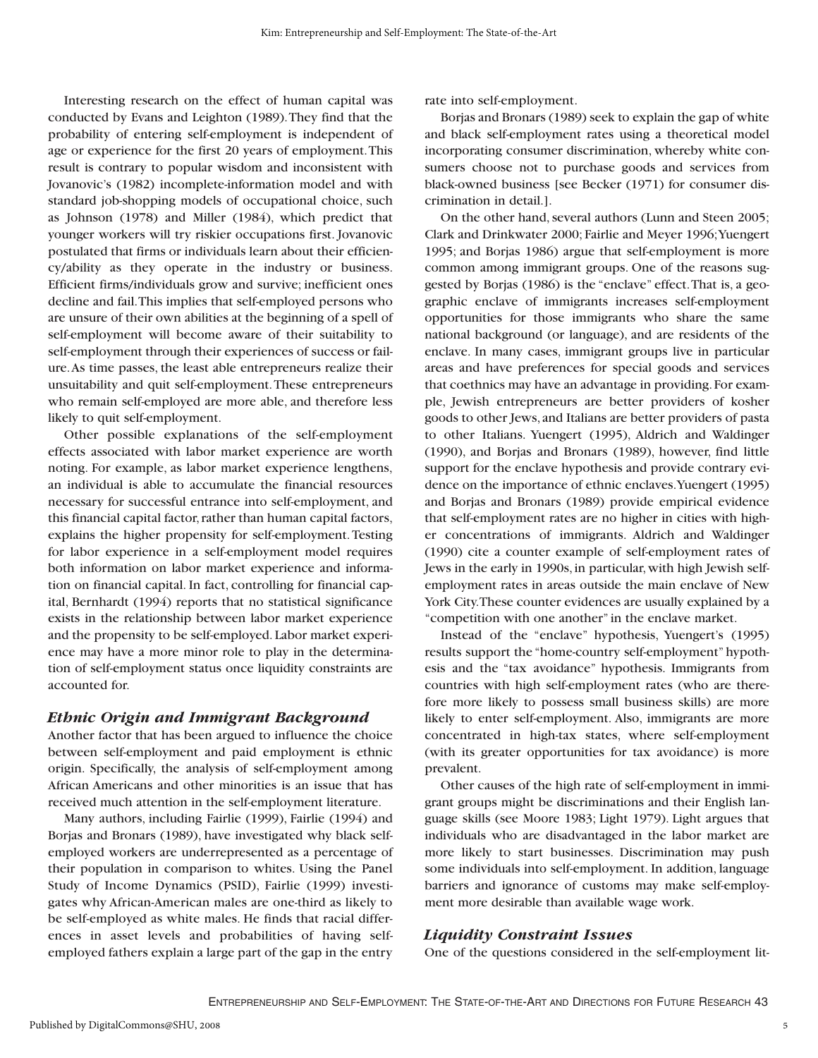Interesting research on the effect of human capital was conducted by Evans and Leighton (1989). They find that the probability of entering self-employment is independent of age or experience for the first 20 years of employment. This result is contrary to popular wisdom and inconsistent with Jovanovic's (1982) incomplete-information model and with standard job-shopping models of occupational choice, such as Johnson (1978) and Miller (1984), which predict that younger workers will try riskier occupations first. Jovanovic postulated that firms or individuals learn about their efficiency/ability as they operate in the industry or business. Efficient firms/individuals grow and survive; inefficient ones decline and fail. This implies that self-employed persons who are unsure of their own abilities at the beginning of a spell of self-employment will become aware of their suitability to self-employment through their experiences of success or failure. As time passes, the least able entrepreneurs realize their unsuitability and quit self-employment. These entrepreneurs who remain self-employed are more able, and therefore less likely to quit self-employment.

Other possible explanations of the self-employment effects associated with labor market experience are worth noting. For example, as labor market experience lengthens, an individual is able to accumulate the financial resources necessary for successful entrance into self-employment, and this financial capital factor, rather than human capital factors, explains the higher propensity for self-employment. Testing for labor experience in a self-employment model requires both information on labor market experience and information on financial capital. In fact, controlling for financial capital, Bernhardt (1994) reports that no statistical significance exists in the relationship between labor market experience and the propensity to be self-employed. Labor market experience may have a more minor role to play in the determination of self-employment status once liquidity constraints are accounted for.

### *Ethnic Origin and Immigrant Background*

Another factor that has been argued to influence the choice between self-employment and paid employment is ethnic origin. Specifically, the analysis of self-employment among African Americans and other minorities is an issue that has received much attention in the self-employment literature.

Many authors, including Fairlie (1999), Fairlie (1994) and Borjas and Bronars (1989), have investigated why black self-employed workers are underrepresented as a percentage of their population in comparison to whites. Using the Panel Study of Income Dynamics (PSID), Fairlie (1999) investigates why African-American males are one-third as likely to be self-employed as white males. He finds that racial differences in asset levels and probabilities of having self-employed fathers explain a large part of the gap in the entry rate into self-employment.

Borjas and Bronars (1989) seek to explain the gap of white and black self-employment rates using a theoretical model incorporating consumer discrimination, whereby white consumers choose not to purchase goods and services from black-owned business [see Becker (1971) for consumer discrimination in detail.].

On the other hand, several authors (Lunn and Steen 2005; Clark and Drinkwater 2000; Fairlie and Meyer 1996; Yuengert 1995; and Borjas 1986) argue that self-employment is more common among immigrant groups. One of the reasons suggested by Borjas (1986) is the "enclave" effect. That is, a geographic enclave of immigrants increases self-employment opportunities for those immigrants who share the same national background (or language), and are residents of the enclave. In many cases, immigrant groups live in particular areas and have preferences for special goods and services that coethnics may have an advantage in providing. For example, Jewish entrepreneurs are better providers of kosher goods to other Jews, and Italians are better providers of pasta to other Italians. Yuengert (1995), Aldrich and Waldinger (1990), and Borjas and Bronars (1989), however, find little support for the enclave hypothesis and provide contrary evidence on the importance of ethnic enclaves. Yuengert (1995) and Borjas and Bronars (1989) provide empirical evidence that self-employment rates are no higher in cities with higher concentrations of immigrants. Aldrich and Waldinger (1990) cite a counter example of self-employment rates of Jews in the early in 1990s, in particular, with high Jewish self-employment rates in areas outside the main enclave of New York City. These counter evidences are usually explained by a "competition with one another" in the enclave market.

Instead of the "enclave" hypothesis, Yuengert's (1995) results support the "home-country self-employment" hypothesis and the "tax avoidance" hypothesis. Immigrants from countries with high self-employment rates (who are therefore more likely to possess small business skills) are more likely to enter self-employment. Also, immigrants are more concentrated in high-tax states, where self-employment (with its greater opportunities for tax avoidance) is more prevalent.

Other causes of the high rate of self-employment in immigrant groups might be discriminations and their English language skills (see Moore 1983; Light 1979). Light argues that individuals who are disadvantaged in the labor market are more likely to start businesses. Discrimination may push some individuals into self-employment. In addition, language barriers and ignorance of customs may make self-employment more desirable than available wage work.

### *Liquidity Constraint Issues*

One of the questions considered in the self-employment lit-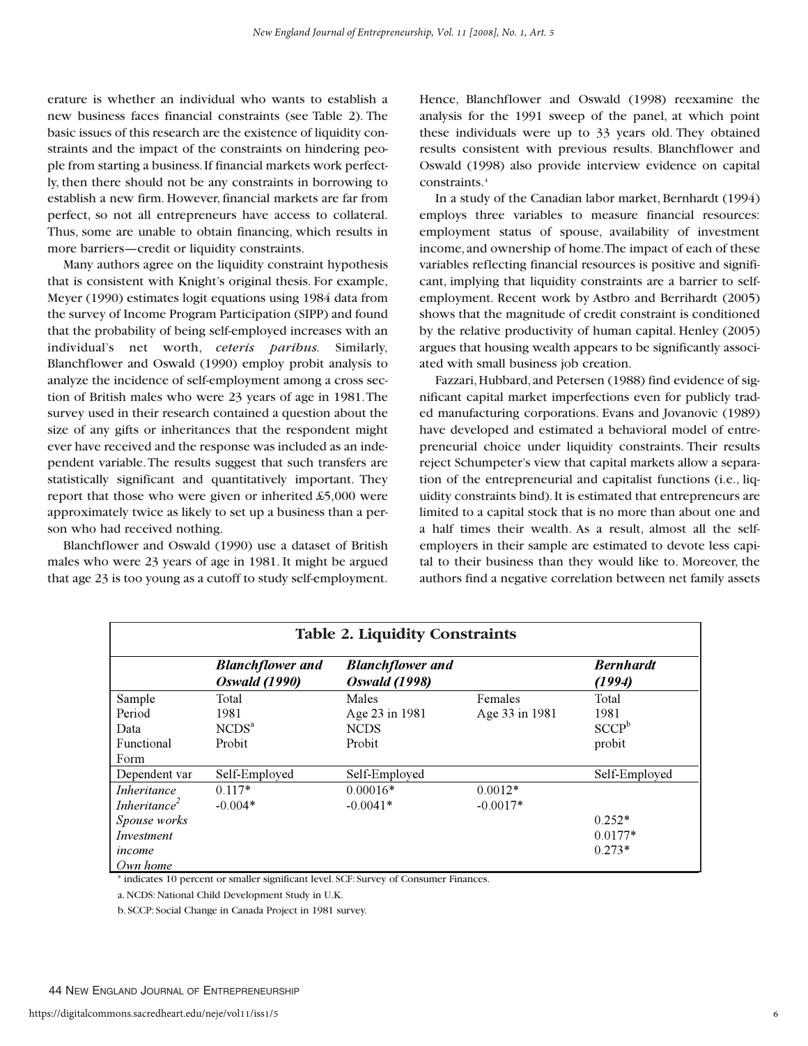erature is whether an individual who wants to establish a new business faces financial constraints (see Table 2). The basic issues of this research are the existence of liquidity constraints and the impact of the constraints on hindering people from starting a business. If financial markets work perfectly, then there should not be any constraints in borrowing to establish a new firm. However, financial markets are far from perfect, so not all entrepreneurs have access to collateral. Thus, some are unable to obtain financing, which results in more barriers—credit or liquidity constraints.

Many authors agree on the liquidity constraint hypothesis that is consistent with Knight's original thesis. For example, Meyer (1990) estimates logit equations using 1984 data from the survey of Income Program Participation (SIPP) and found that the probability of being self-employed increases with an individual's net worth, *ceteris paribus.* Similarly, Blanchflower and Oswald (1990) employ probit analysis to analyze the incidence of self-employment among a cross section of British males who were 23 years of age in 1981. The survey used in their research contained a question about the size of any gifts or inheritances that the respondent might ever have received and the response was included as an independent variable. The results suggest that such transfers are statistically significant and quantitatively important. They report that those who were given or inherited £5,000 were approximately twice as likely to set up a business than a person who had received nothing.

Blanchflower and Oswald (1990) use a dataset of British males who were 23 years of age in 1981. It might be argued that age 23 is too young as a cutoff to study self-employment. Hence, Blanchflower and Oswald (1998) reexamine the analysis for the 1991 sweep of the panel, at which point these individuals were up to 33 years old. They obtained results consistent with previous results. Blanchflower and Oswald (1998) also provide interview evidence on capital constraints.[4]

In a study of the Canadian labor market, Bernhardt (1994) employs three variables to measure financial resources: employment status of spouse, availability of investment income, and ownership of home. The impact of each of these variables reflecting financial resources is positive and significant, implying that liquidity constraints are a barrier to self-employment. Recent work by Astbro and Berrihardt (2005) shows that the magnitude of credit constraint is conditioned by the relative productivity of human capital. Henley (2005) argues that housing wealth appears to be significantly associated with small business job creation.

Fazzari, Hubbard, and Petersen (1988) find evidence of significant capital market imperfections even for publicly traded manufacturing corporations. Evans and Jovanovic (1989) have developed and estimated a behavioral model of entrepreneurial choice under liquidity constraints. Their results reject Schumpeter's view that capital markets allow a separation of the entrepreneurial and capitalist functions (i.e., liquidity constraints bind). It is estimated that entrepreneurs are limited to a capital stock that is no more than about one and a half times their wealth. As a result, almost all the self-employers in their sample are estimated to devote less capital to their business than they would like to. Moreover, the authors find a negative correlation between net family assets

**Table 2. Liquidity Constraints**

| | ***Blanchflower and Oswald (1990)*** | ***Blanchflower and Oswald (1998)*** | | ***Bernhardt (1994)*** |
|---|---|---|---|---|
| Sample | Total | Males | Females | Total |
| Period | 1981 | Age 23 in 1981 | Age 33 in 1981 | 1981 |
| Data | NCDS[a] | NCDS | | SCCP[b] |
| Functional Form | Probit | Probit | | probit |
| Dependent var | Self-Employed | Self-Employed | | Self-Employed |
| *Inheritance* | 0.117* | 0.00016* | 0.0012* | |
| *Inheritance*$^2$ | -0.004* | -0.0041* | -0.0017* | |
| *Spouse works* | | | | 0.252* |
| *Investment income* | | | | 0.0177* |
| *Own home* | | | | 0.273* |

* indicates 10 percent or smaller significant level. SCF: Survey of Consumer Finances.

a. NCDS: National Child Development Study in U.K.

b. SCCP: Social Change in Canada Project in 1981 survey.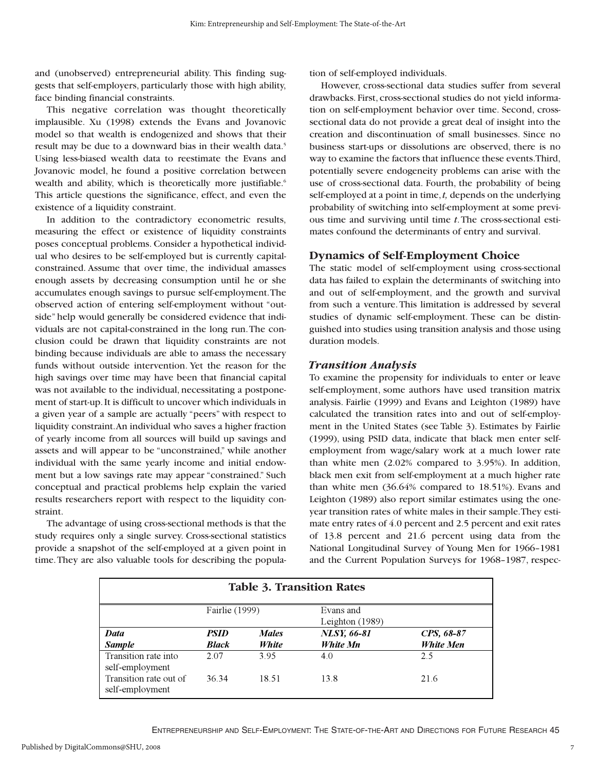and (unobserved) entrepreneurial ability. This finding suggests that self-employers, particularly those with high ability, face binding financial constraints.

This negative correlation was thought theoretically implausible. Xu (1998) extends the Evans and Jovanovic model so that wealth is endogenized and shows that their result may be due to a downward bias in their wealth data.[5] Using less-biased wealth data to reestimate the Evans and Jovanovic model, he found a positive correlation between wealth and ability, which is theoretically more justifiable.[6] This article questions the significance, effect, and even the existence of a liquidity constraint.

In addition to the contradictory econometric results, measuring the effect or existence of liquidity constraints poses conceptual problems. Consider a hypothetical individual who desires to be self-employed but is currently capital-constrained. Assume that over time, the individual amasses enough assets by decreasing consumption until he or she accumulates enough savings to pursue self-employment. The observed action of entering self-employment without "outside" help would generally be considered evidence that individuals are not capital-constrained in the long run. The conclusion could be drawn that liquidity constraints are not binding because individuals are able to amass the necessary funds without outside intervention. Yet the reason for the high savings over time may have been that financial capital was not available to the individual, necessitating a postponement of start-up. It is difficult to uncover which individuals in a given year of a sample are actually "peers" with respect to liquidity constraint. An individual who saves a higher fraction of yearly income from all sources will build up savings and assets and will appear to be "unconstrained," while another individual with the same yearly income and initial endowment but a low savings rate may appear "constrained." Such conceptual and practical problems help explain the varied results researchers report with respect to the liquidity constraint.

The advantage of using cross-sectional methods is that the study requires only a single survey. Cross-sectional statistics provide a snapshot of the self-employed at a given point in time. They are also valuable tools for describing the population of self-employed individuals.

However, cross-sectional data studies suffer from several drawbacks. First, cross-sectional studies do not yield information on self-employment behavior over time. Second, cross-sectional data do not provide a great deal of insight into the creation and discontinuation of small businesses. Since no business start-ups or dissolutions are observed, there is no way to examine the factors that influence these events. Third, potentially severe endogeneity problems can arise with the use of cross-sectional data. Fourth, the probability of being self-employed at a point in time, *t,* depends on the underlying probability of switching into self-employment at some previous time and surviving until time *t*. The cross-sectional estimates confound the determinants of entry and survival.

## Dynamics of Self-Employment Choice

The static model of self-employment using cross-sectional data has failed to explain the determinants of switching into and out of self-employment, and the growth and survival from such a venture. This limitation is addressed by several studies of dynamic self-employment. These can be distinguished into studies using transition analysis and those using duration models.

### *Transition Analysis*

To examine the propensity for individuals to enter or leave self-employment, some authors have used transition matrix analysis. Fairlie (1999) and Evans and Leighton (1989) have calculated the transition rates into and out of self-employment in the United States (see Table 3). Estimates by Fairlie (1999), using PSID data, indicate that black men enter self-employment from wage/salary work at a much lower rate than white men (2.02% compared to 3.95%). In addition, black men exit from self-employment at a much higher rate than white men (36.64% compared to 18.51%). Evans and Leighton (1989) also report similar estimates using the one-year transition rates of white males in their sample. They estimate entry rates of 4.0 percent and 2.5 percent and exit rates of 13.8 percent and 21.6 percent using data from the National Longitudinal Survey of Young Men for 1966–1981 and the Current Population Surveys for 1968–1987, respec-

**Table 3. Transition Rates**

| | Fairlie (1999) | | Evans and Leighton (1989) | |
|---|---|---|---|---|
| ***Data Sample*** | ***PSID Black*** | ***Males White*** | ***NLSY, 66-81 White Mn*** | ***CPS, 68-87 White Men*** |
| Transition rate into self-employment | 2.07 | 3.95 | 4.0 | 2.5 |
| Transition rate out of self-employment | 36.34 | 18.51 | 13.8 | 21.6 |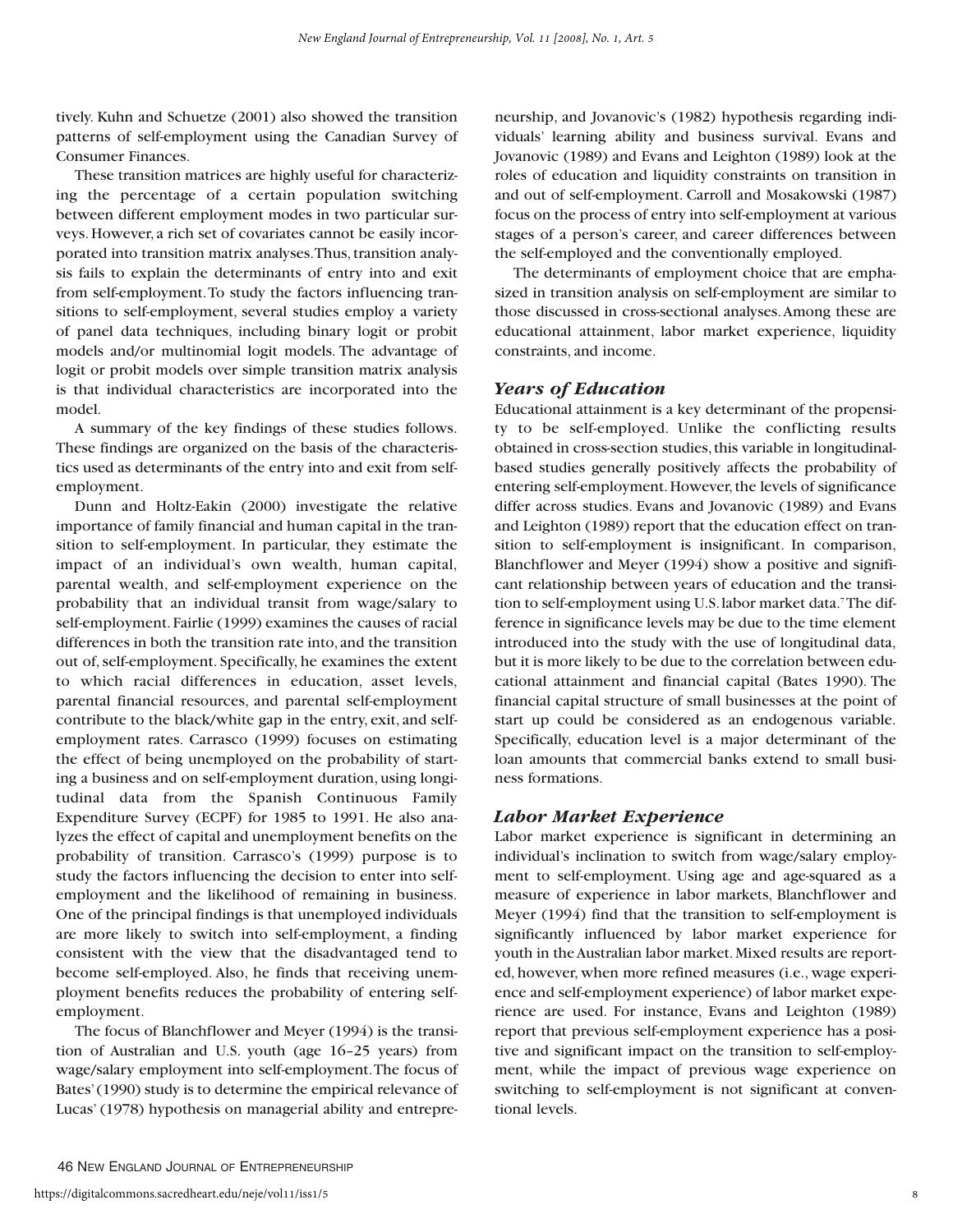tively. Kuhn and Schuetze (2001) also showed the transition patterns of self-employment using the Canadian Survey of Consumer Finances.

These transition matrices are highly useful for characterizing the percentage of a certain population switching between different employment modes in two particular surveys. However, a rich set of covariates cannot be easily incorporated into transition matrix analyses. Thus, transition analysis fails to explain the determinants of entry into and exit from self-employment. To study the factors influencing transitions to self-employment, several studies employ a variety of panel data techniques, including binary logit or probit models and/or multinomial logit models. The advantage of logit or probit models over simple transition matrix analysis is that individual characteristics are incorporated into the model.

A summary of the key findings of these studies follows. These findings are organized on the basis of the characteristics used as determinants of the entry into and exit from self-employment.

Dunn and Holtz-Eakin (2000) investigate the relative importance of family financial and human capital in the transition to self-employment. In particular, they estimate the impact of an individual's own wealth, human capital, parental wealth, and self-employment experience on the probability that an individual transit from wage/salary to self-employment. Fairlie (1999) examines the causes of racial differences in both the transition rate into, and the transition out of, self-employment. Specifically, he examines the extent to which racial differences in education, asset levels, parental financial resources, and parental self-employment contribute to the black/white gap in the entry, exit, and self-employment rates. Carrasco (1999) focuses on estimating the effect of being unemployed on the probability of starting a business and on self-employment duration, using longitudinal data from the Spanish Continuous Family Expenditure Survey (ECPF) for 1985 to 1991. He also analyzes the effect of capital and unemployment benefits on the probability of transition. Carrasco's (1999) purpose is to study the factors influencing the decision to enter into self-employment and the likelihood of remaining in business. One of the principal findings is that unemployed individuals are more likely to switch into self-employment, a finding consistent with the view that the disadvantaged tend to become self-employed. Also, he finds that receiving unemployment benefits reduces the probability of entering self-employment.

The focus of Blanchflower and Meyer (1994) is the transition of Australian and U.S. youth (age 16–25 years) from wage/salary employment into self-employment. The focus of Bates' (1990) study is to determine the empirical relevance of Lucas' (1978) hypothesis on managerial ability and entrepreneurship, and Jovanovic's (1982) hypothesis regarding individuals' learning ability and business survival. Evans and Jovanovic (1989) and Evans and Leighton (1989) look at the roles of education and liquidity constraints on transition in and out of self-employment. Carroll and Mosakowski (1987) focus on the process of entry into self-employment at various stages of a person's career, and career differences between the self-employed and the conventionally employed.

The determinants of employment choice that are emphasized in transition analysis on self-employment are similar to those discussed in cross-sectional analyses. Among these are educational attainment, labor market experience, liquidity constraints, and income.

### *Years of Education*

Educational attainment is a key determinant of the propensity to be self-employed. Unlike the conflicting results obtained in cross-section studies, this variable in longitudinal-based studies generally positively affects the probability of entering self-employment. However, the levels of significance differ across studies. Evans and Jovanovic (1989) and Evans and Leighton (1989) report that the education effect on transition to self-employment is insignificant. In comparison, Blanchflower and Meyer (1994) show a positive and significant relationship between years of education and the transition to self-employment using U.S. labor market data.[7] The difference in significance levels may be due to the time element introduced into the study with the use of longitudinal data, but it is more likely to be due to the correlation between educational attainment and financial capital (Bates 1990). The financial capital structure of small businesses at the point of start up could be considered as an endogenous variable. Specifically, education level is a major determinant of the loan amounts that commercial banks extend to small business formations.

### *Labor Market Experience*

Labor market experience is significant in determining an individual's inclination to switch from wage/salary employment to self-employment. Using age and age-squared as a measure of experience in labor markets, Blanchflower and Meyer (1994) find that the transition to self-employment is significantly influenced by labor market experience for youth in the Australian labor market. Mixed results are reported, however, when more refined measures (i.e., wage experience and self-employment experience) of labor market experience are used. For instance, Evans and Leighton (1989) report that previous self-employment experience has a positive and significant impact on the transition to self-employment, while the impact of previous wage experience on switching to self-employment is not significant at conventional levels.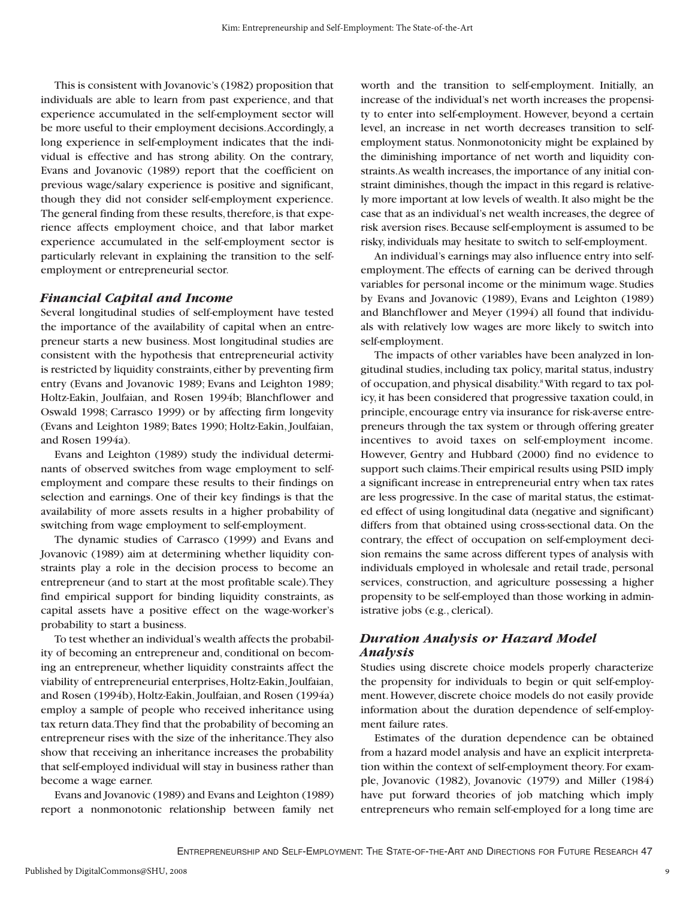This is consistent with Jovanovic's (1982) proposition that individuals are able to learn from past experience, and that experience accumulated in the self-employment sector will be more useful to their employment decisions. Accordingly, a long experience in self-employment indicates that the individual is effective and has strong ability. On the contrary, Evans and Jovanovic (1989) report that the coefficient on previous wage/salary experience is positive and significant, though they did not consider self-employment experience. The general finding from these results, therefore, is that experience affects employment choice, and that labor market experience accumulated in the self-employment sector is particularly relevant in explaining the transition to the self-employment or entrepreneurial sector.

### *Financial Capital and Income*

Several longitudinal studies of self-employment have tested the importance of the availability of capital when an entrepreneur starts a new business. Most longitudinal studies are consistent with the hypothesis that entrepreneurial activity is restricted by liquidity constraints, either by preventing firm entry (Evans and Jovanovic 1989; Evans and Leighton 1989; Holtz-Eakin, Joulfaian, and Rosen 1994b; Blanchflower and Oswald 1998; Carrasco 1999) or by affecting firm longevity (Evans and Leighton 1989; Bates 1990; Holtz-Eakin, Joulfaian, and Rosen 1994a).

Evans and Leighton (1989) study the individual determinants of observed switches from wage employment to self-employment and compare these results to their findings on selection and earnings. One of their key findings is that the availability of more assets results in a higher probability of switching from wage employment to self-employment.

The dynamic studies of Carrasco (1999) and Evans and Jovanovic (1989) aim at determining whether liquidity constraints play a role in the decision process to become an entrepreneur (and to start at the most profitable scale). They find empirical support for binding liquidity constraints, as capital assets have a positive effect on the wage-worker's probability to start a business.

To test whether an individual's wealth affects the probability of becoming an entrepreneur and, conditional on becoming an entrepreneur, whether liquidity constraints affect the viability of entrepreneurial enterprises, Holtz-Eakin, Joulfaian, and Rosen (1994b), Holtz-Eakin, Joulfaian, and Rosen (1994a) employ a sample of people who received inheritance using tax return data. They find that the probability of becoming an entrepreneur rises with the size of the inheritance. They also show that receiving an inheritance increases the probability that self-employed individual will stay in business rather than become a wage earner.

Evans and Jovanovic (1989) and Evans and Leighton (1989) report a nonmonotonic relationship between family net worth and the transition to self-employment. Initially, an increase of the individual's net worth increases the propensity to enter into self-employment. However, beyond a certain level, an increase in net worth decreases transition to self-employment status. Nonmonotonicity might be explained by the diminishing importance of net worth and liquidity constraints. As wealth increases, the importance of any initial constraint diminishes, though the impact in this regard is relatively more important at low levels of wealth. It also might be the case that as an individual's net wealth increases, the degree of risk aversion rises. Because self-employment is assumed to be risky, individuals may hesitate to switch to self-employment.

An individual's earnings may also influence entry into self-employment. The effects of earning can be derived through variables for personal income or the minimum wage. Studies by Evans and Jovanovic (1989), Evans and Leighton (1989) and Blanchflower and Meyer (1994) all found that individuals with relatively low wages are more likely to switch into self-employment.

The impacts of other variables have been analyzed in longitudinal studies, including tax policy, marital status, industry of occupation, and physical disability.[8] With regard to tax policy, it has been considered that progressive taxation could, in principle, encourage entry via insurance for risk-averse entrepreneurs through the tax system or through offering greater incentives to avoid taxes on self-employment income. However, Gentry and Hubbard (2000) find no evidence to support such claims. Their empirical results using PSID imply a significant increase in entrepreneurial entry when tax rates are less progressive. In the case of marital status, the estimated effect of using longitudinal data (negative and significant) differs from that obtained using cross-sectional data. On the contrary, the effect of occupation on self-employment decision remains the same across different types of analysis with individuals employed in wholesale and retail trade, personal services, construction, and agriculture possessing a higher propensity to be self-employed than those working in administrative jobs (e.g., clerical).

### *Duration Analysis or Hazard Model Analysis*

Studies using discrete choice models properly characterize the propensity for individuals to begin or quit self-employment. However, discrete choice models do not easily provide information about the duration dependence of self-employment failure rates.

Estimates of the duration dependence can be obtained from a hazard model analysis and have an explicit interpretation within the context of self-employment theory. For example, Jovanovic (1982), Jovanovic (1979) and Miller (1984) have put forward theories of job matching which imply entrepreneurs who remain self-employed for a long time are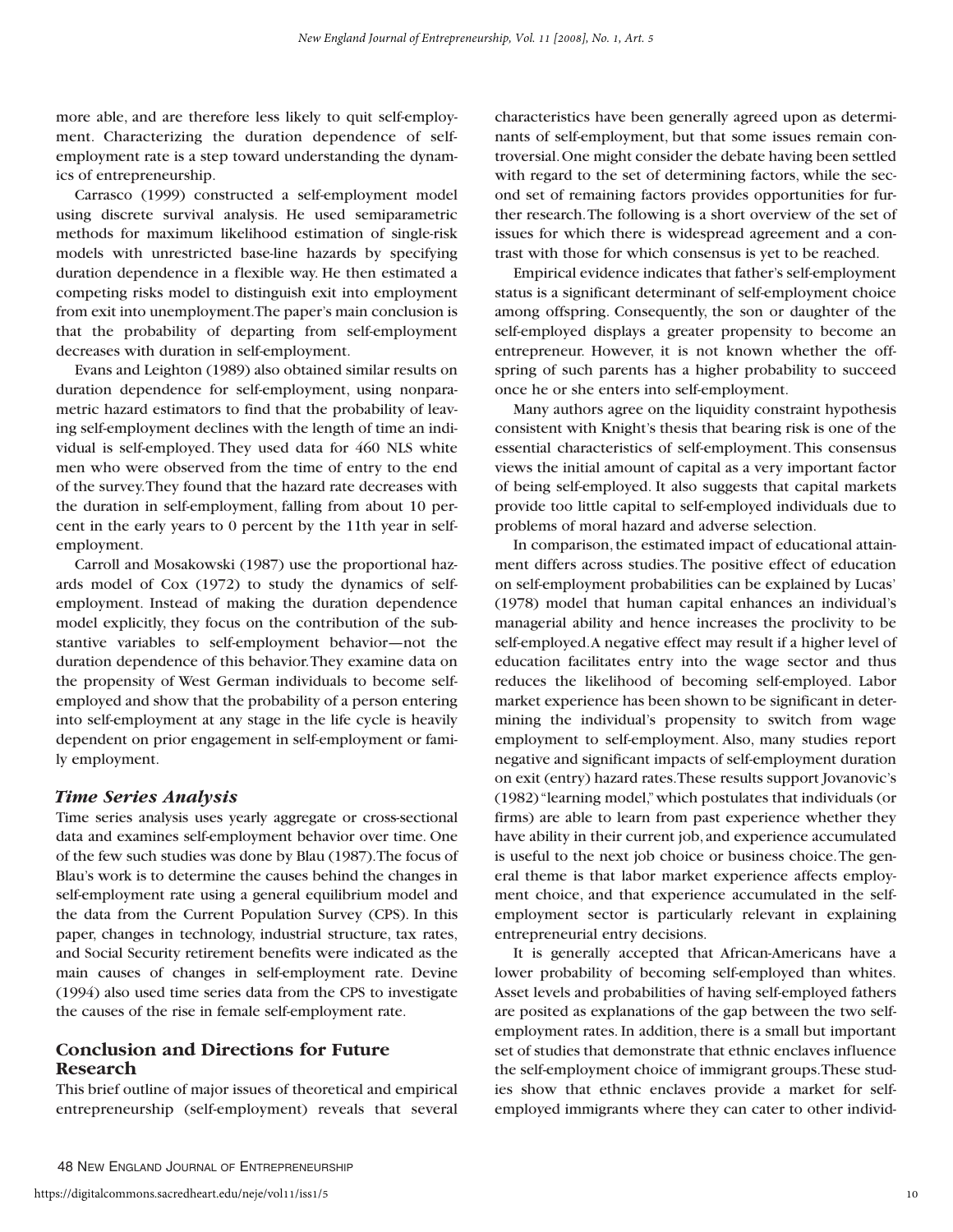more able, and are therefore less likely to quit self-employment. Characterizing the duration dependence of self-employment rate is a step toward understanding the dynamics of entrepreneurship.

Carrasco (1999) constructed a self-employment model using discrete survival analysis. He used semiparametric methods for maximum likelihood estimation of single-risk models with unrestricted base-line hazards by specifying duration dependence in a flexible way. He then estimated a competing risks model to distinguish exit into employment from exit into unemployment. The paper's main conclusion is that the probability of departing from self-employment decreases with duration in self-employment.

Evans and Leighton (1989) also obtained similar results on duration dependence for self-employment, using nonparametric hazard estimators to find that the probability of leaving self-employment declines with the length of time an individual is self-employed. They used data for 460 NLS white men who were observed from the time of entry to the end of the survey. They found that the hazard rate decreases with the duration in self-employment, falling from about 10 percent in the early years to 0 percent by the 11th year in self-employment.

Carroll and Mosakowski (1987) use the proportional hazards model of Cox (1972) to study the dynamics of self-employment. Instead of making the duration dependence model explicitly, they focus on the contribution of the substantive variables to self-employment behavior—not the duration dependence of this behavior. They examine data on the propensity of West German individuals to become self-employed and show that the probability of a person entering into self-employment at any stage in the life cycle is heavily dependent on prior engagement in self-employment or family employment.

### *Time Series Analysis*

Time series analysis uses yearly aggregate or cross-sectional data and examines self-employment behavior over time. One of the few such studies was done by Blau (1987). The focus of Blau's work is to determine the causes behind the changes in self-employment rate using a general equilibrium model and the data from the Current Population Survey (CPS). In this paper, changes in technology, industrial structure, tax rates, and Social Security retirement benefits were indicated as the main causes of changes in self-employment rate. Devine (1994) also used time series data from the CPS to investigate the causes of the rise in female self-employment rate.

## Conclusion and Directions for Future Research

This brief outline of major issues of theoretical and empirical entrepreneurship (self-employment) reveals that several characteristics have been generally agreed upon as determinants of self-employment, but that some issues remain controversial. One might consider the debate having been settled with regard to the set of determining factors, while the second set of remaining factors provides opportunities for further research. The following is a short overview of the set of issues for which there is widespread agreement and a contrast with those for which consensus is yet to be reached.

Empirical evidence indicates that father's self-employment status is a significant determinant of self-employment choice among offspring. Consequently, the son or daughter of the self-employed displays a greater propensity to become an entrepreneur. However, it is not known whether the offspring of such parents has a higher probability to succeed once he or she enters into self-employment.

Many authors agree on the liquidity constraint hypothesis consistent with Knight's thesis that bearing risk is one of the essential characteristics of self-employment. This consensus views the initial amount of capital as a very important factor of being self-employed. It also suggests that capital markets provide too little capital to self-employed individuals due to problems of moral hazard and adverse selection.

In comparison, the estimated impact of educational attainment differs across studies. The positive effect of education on self-employment probabilities can be explained by Lucas' (1978) model that human capital enhances an individual's managerial ability and hence increases the proclivity to be self-employed. A negative effect may result if a higher level of education facilitates entry into the wage sector and thus reduces the likelihood of becoming self-employed. Labor market experience has been shown to be significant in determining the individual's propensity to switch from wage employment to self-employment. Also, many studies report negative and significant impacts of self-employment duration on exit (entry) hazard rates. These results support Jovanovic's (1982) "learning model," which postulates that individuals (or firms) are able to learn from past experience whether they have ability in their current job, and experience accumulated is useful to the next job choice or business choice. The general theme is that labor market experience affects employment choice, and that experience accumulated in the self-employment sector is particularly relevant in explaining entrepreneurial entry decisions.

It is generally accepted that African-Americans have a lower probability of becoming self-employed than whites. Asset levels and probabilities of having self-employed fathers are posited as explanations of the gap between the two self-employment rates. In addition, there is a small but important set of studies that demonstrate that ethnic enclaves influence the self-employment choice of immigrant groups. These studies show that ethnic enclaves provide a market for self-employed immigrants where they can cater to other individ-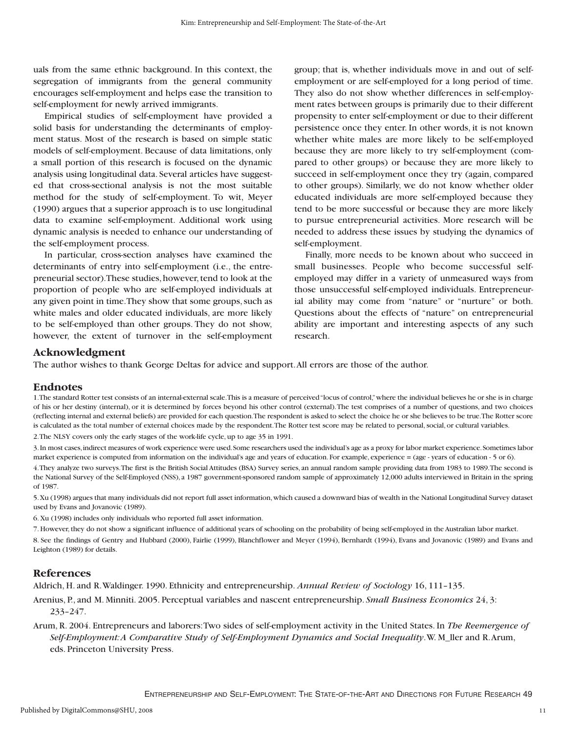uals from the same ethnic background. In this context, the segregation of immigrants from the general community encourages self-employment and helps ease the transition to self-employment for newly arrived immigrants.

Empirical studies of self-employment have provided a solid basis for understanding the determinants of employment status. Most of the research is based on simple static models of self-employment. Because of data limitations, only a small portion of this research is focused on the dynamic analysis using longitudinal data. Several articles have suggested that cross-sectional analysis is not the most suitable method for the study of self-employment. To wit, Meyer (1990) argues that a superior approach is to use longitudinal data to examine self-employment. Additional work using dynamic analysis is needed to enhance our understanding of the self-employment process.

In particular, cross-section analyses have examined the determinants of entry into self-employment (i.e., the entrepreneurial sector). These studies, however, tend to look at the proportion of people who are self-employed individuals at any given point in time. They show that some groups, such as white males and older educated individuals, are more likely to be self-employed than other groups. They do not show, however, the extent of turnover in the self-employment group; that is, whether individuals move in and out of self-employment or are self-employed for a long period of time. They also do not show whether differences in self-employment rates between groups is primarily due to their different propensity to enter self-employment or due to their different persistence once they enter. In other words, it is not known whether white males are more likely to be self-employed because they are more likely to try self-employment (compared to other groups) or because they are more likely to succeed in self-employment once they try (again, compared to other groups). Similarly, we do not know whether older educated individuals are more self-employed because they tend to be more successful or because they are more likely to pursue entrepreneurial activities. More research will be needed to address these issues by studying the dynamics of self-employment.

Finally, more needs to be known about who succeed in small businesses. People who become successful self-employed may differ in a variety of unmeasured ways from those unsuccessful self-employed individuals. Entrepreneurial ability may come from "nature" or "nurture" or both. Questions about the effects of "nature" on entrepreneurial ability are important and interesting aspects of any such research.

## Acknowledgment

The author wishes to thank George Deltas for advice and support. All errors are those of the author.

## Endnotes

1. The standard Rotter test consists of an internal-external scale. This is a measure of perceived "locus of control," where the individual believes he or she is in charge of his or her destiny (internal), or it is determined by forces beyond his other control (external). The test comprises of a number of questions, and two choices (reflecting internal and external beliefs) are provided for each question. The respondent is asked to select the choice he or she believes to be true. The Rotter score is calculated as the total number of external choices made by the respondent. The Rotter test score may be related to personal, social, or cultural variables.

2. The NLSY covers only the early stages of the work-life cycle, up to age 35 in 1991.

3. In most cases, indirect measures of work experience were used. Some researchers used the individual's age as a proxy for labor market experience. Sometimes labor market experience is computed from information on the individual's age and years of education. For example, experience = (age - years of education - 5 or 6).

4. They analyze two surveys. The first is the British Social Attitudes (BSA) Survey series, an annual random sample providing data from 1983 to 1989. The second is the National Survey of the Self-Employed (NSS), a 1987 government-sponsored random sample of approximately 12,000 adults interviewed in Britain in the spring of 1987.

5. Xu (1998) argues that many individuals did not report full asset information, which caused a downward bias of wealth in the National Longitudinal Survey dataset used by Evans and Jovanovic (1989).

6. Xu (1998) includes only individuals who reported full asset information.

7. However, they do not show a significant influence of additional years of schooling on the probability of being self-employed in the Australian labor market.

8. See the findings of Gentry and Hubbard (2000), Fairlie (1999), Blanchflower and Meyer (1994), Bernhardt (1994), Evans and Jovanovic (1989) and Evans and Leighton (1989) for details.

## References

Aldrich, H. and R. Waldinger. 1990. Ethnicity and entrepreneurship. *Annual Review of Sociology* 16, 111–135.

Arenius, P., and M. Minniti. 2005. Perceptual variables and nascent entrepreneurship. *Small Business Economics* 24, 3: 233–247.

Arum, R. 2004. Entrepreneurs and laborers: Two sides of self-employment activity in the United States. In *The Reemergence of Self-Employment: A Comparative Study of Self-Employment Dynamics and Social Inequality*. W. M_ller and R. Arum, eds. Princeton University Press.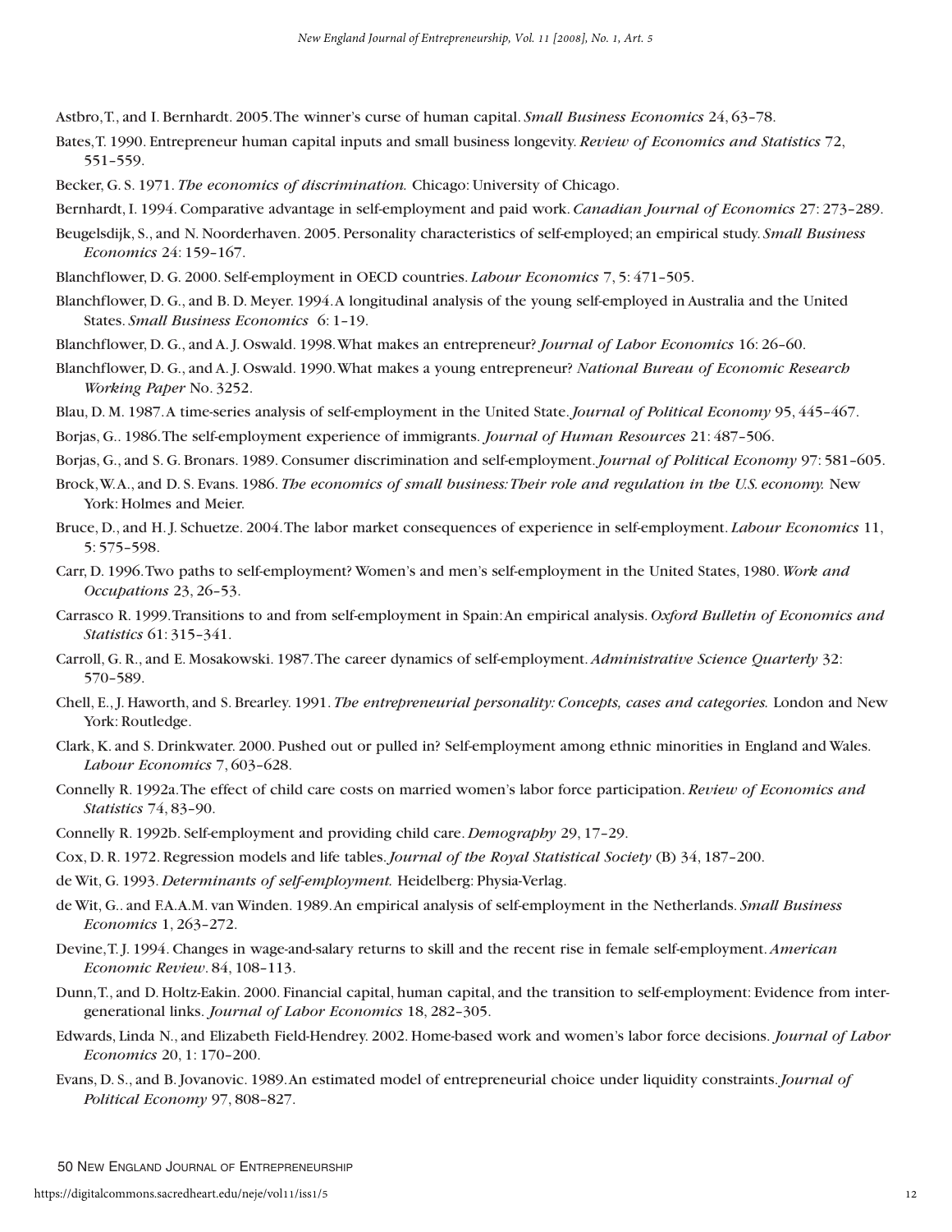Astbro, T., and I. Bernhardt. 2005. The winner's curse of human capital. *Small Business Economics* 24, 63–78.

Bates, T. 1990. Entrepreneur human capital inputs and small business longevity. *Review of Economics and Statistics* 72, 551–559.

Becker, G. S. 1971. *The economics of discrimination.* Chicago: University of Chicago.

Bernhardt, I. 1994. Comparative advantage in self-employment and paid work. *Canadian Journal of Economics* 27: 273–289.

Beugelsdijk, S., and N. Noorderhaven. 2005. Personality characteristics of self-employed; an empirical study. *Small Business Economics* 24: 159–167.

Blanchflower, D. G. 2000. Self-employment in OECD countries. *Labour Economics* 7, 5: 471–505.

Blanchflower, D. G., and B. D. Meyer. 1994. A longitudinal analysis of the young self-employed in Australia and the United States. *Small Business Economics* 6: 1–19.

Blanchflower, D. G., and A. J. Oswald. 1998. What makes an entrepreneur? *Journal of Labor Economics* 16: 26–60.

Blanchflower, D. G., and A. J. Oswald. 1990. What makes a young entrepreneur? *National Bureau of Economic Research Working Paper* No. 3252.

Blau, D. M. 1987. A time-series analysis of self-employment in the United State. *Journal of Political Economy* 95, 445–467.

Borjas, G.. 1986. The self-employment experience of immigrants. *Journal of Human Resources* 21: 487–506.

Borjas, G., and S. G. Bronars. 1989. Consumer discrimination and self-employment. *Journal of Political Economy* 97: 581–605.

Brock, W. A., and D. S. Evans. 1986. *The economics of small business: Their role and regulation in the U.S. economy.* New York: Holmes and Meier.

Bruce, D., and H. J. Schuetze. 2004. The labor market consequences of experience in self-employment. *Labour Economics* 11, 5: 575–598.

Carr, D. 1996. Two paths to self-employment? Women's and men's self-employment in the United States, 1980. *Work and Occupations* 23, 26–53.

Carrasco R. 1999. Transitions to and from self-employment in Spain: An empirical analysis. *Oxford Bulletin of Economics and Statistics* 61: 315–341.

Carroll, G. R., and E. Mosakowski. 1987. The career dynamics of self-employment. *Administrative Science Quarterly* 32: 570–589.

Chell, E., J. Haworth, and S. Brearley. 1991. *The entrepreneurial personality: Concepts, cases and categories.* London and New York: Routledge.

Clark, K. and S. Drinkwater. 2000. Pushed out or pulled in? Self-employment among ethnic minorities in England and Wales. *Labour Economics* 7, 603–628.

Connelly R. 1992a. The effect of child care costs on married women's labor force participation. *Review of Economics and Statistics* 74, 83–90.

Connelly R. 1992b. Self-employment and providing child care. *Demography* 29, 17–29.

Cox, D. R. 1972. Regression models and life tables. *Journal of the Royal Statistical Society* (B) 34, 187–200.

de Wit, G. 1993. *Determinants of self-employment.* Heidelberg: Physia-Verlag.

de Wit, G.. and F.A.A.M. van Winden. 1989. An empirical analysis of self-employment in the Netherlands. *Small Business Economics* 1, 263–272.

Devine, T. J. 1994. Changes in wage-and-salary returns to skill and the recent rise in female self-employment. *American Economic Review*. 84, 108–113.

Dunn, T., and D. Holtz-Eakin. 2000. Financial capital, human capital, and the transition to self-employment: Evidence from intergenerational links. *Journal of Labor Economics* 18, 282–305.

Edwards, Linda N., and Elizabeth Field-Hendrey. 2002. Home-based work and women's labor force decisions. *Journal of Labor Economics* 20, 1: 170–200.

Evans, D. S., and B. Jovanovic. 1989. An estimated model of entrepreneurial choice under liquidity constraints. *Journal of Political Economy* 97, 808–827.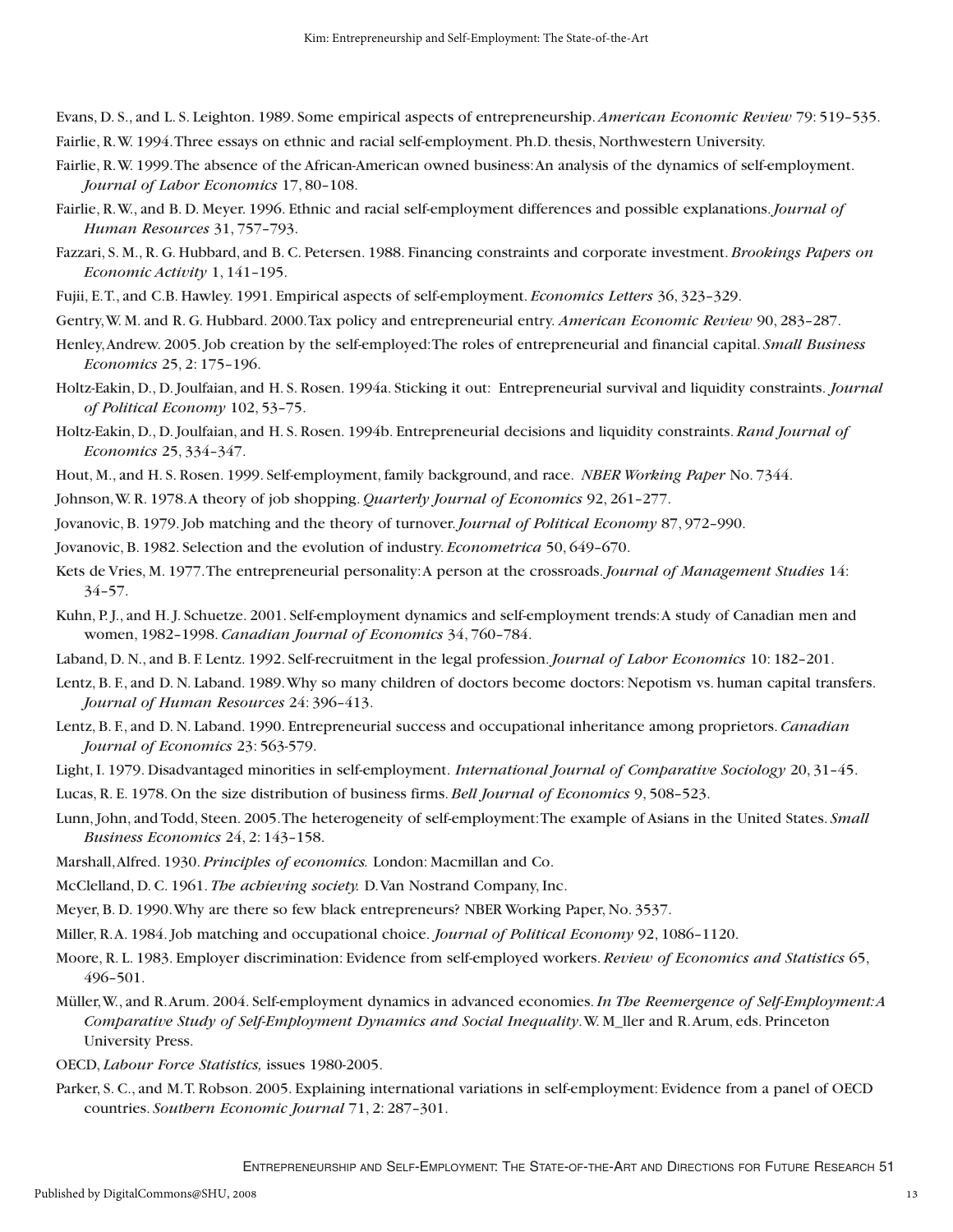Evans, D. S., and L. S. Leighton. 1989. Some empirical aspects of entrepreneurship. *American Economic Review* 79: 519–535.

Fairlie, R. W. 1994. Three essays on ethnic and racial self-employment. Ph.D. thesis, Northwestern University.

Fairlie, R. W. 1999. The absence of the African-American owned business: An analysis of the dynamics of self-employment. *Journal of Labor Economics* 17, 80–108.

Fairlie, R. W., and B. D. Meyer. 1996. Ethnic and racial self-employment differences and possible explanations. *Journal of Human Resources* 31, 757–793.

Fazzari, S. M., R. G. Hubbard, and B. C. Petersen. 1988. Financing constraints and corporate investment. *Brookings Papers on Economic Activity* 1, 141–195.

Fujii, E. T., and C.B. Hawley. 1991. Empirical aspects of self-employment. *Economics Letters* 36, 323–329.

Gentry, W. M. and R. G. Hubbard. 2000. Tax policy and entrepreneurial entry. *American Economic Review* 90, 283–287.

Henley, Andrew. 2005. Job creation by the self-employed: The roles of entrepreneurial and financial capital. *Small Business Economics* 25, 2: 175–196.

Holtz-Eakin, D., D. Joulfaian, and H. S. Rosen. 1994a. Sticking it out: Entrepreneurial survival and liquidity constraints. *Journal of Political Economy* 102, 53–75.

Holtz-Eakin, D., D. Joulfaian, and H. S. Rosen. 1994b. Entrepreneurial decisions and liquidity constraints. *Rand Journal of Economics* 25, 334–347.

Hout, M., and H. S. Rosen. 1999. Self-employment, family background, and race. *NBER Working Paper* No. 7344.

Johnson, W. R. 1978. A theory of job shopping. *Quarterly Journal of Economics* 92, 261–277.

Jovanovic, B. 1979. Job matching and the theory of turnover. *Journal of Political Economy* 87, 972–990.

Jovanovic, B. 1982. Selection and the evolution of industry. *Econometrica* 50, 649–670.

Kets de Vries, M. 1977. The entrepreneurial personality: A person at the crossroads. *Journal of Management Studies* 14: 34–57.

Kuhn, P. J., and H. J. Schuetze. 2001. Self-employment dynamics and self-employment trends: A study of Canadian men and women, 1982–1998. *Canadian Journal of Economics* 34, 760–784.

Laband, D. N., and B. F. Lentz. 1992. Self-recruitment in the legal profession. *Journal of Labor Economics* 10: 182–201.

Lentz, B. F., and D. N. Laband. 1989. Why so many children of doctors become doctors: Nepotism vs. human capital transfers. *Journal of Human Resources* 24: 396–413.

Lentz, B. F., and D. N. Laband. 1990. Entrepreneurial success and occupational inheritance among proprietors. *Canadian Journal of Economics* 23: 563-579.

Light, I. 1979. Disadvantaged minorities in self-employment. *International Journal of Comparative Sociology* 20, 31–45.

Lucas, R. E. 1978. On the size distribution of business firms. *Bell Journal of Economics* 9, 508–523.

Lunn, John, and Todd, Steen. 2005. The heterogeneity of self-employment: The example of Asians in the United States. *Small Business Economics* 24, 2: 143–158.

Marshall, Alfred. 1930. *Principles of economics.* London: Macmillan and Co.

McClelland, D. C. 1961. *The achieving society.* D. Van Nostrand Company, Inc.

Meyer, B. D. 1990. Why are there so few black entrepreneurs? NBER Working Paper, No. 3537.

Miller, R. A. 1984. Job matching and occupational choice. *Journal of Political Economy* 92, 1086–1120.

Moore, R. L. 1983. Employer discrimination: Evidence from self-employed workers. *Review of Economics and Statistics* 65, 496–501.

Müller, W., and R. Arum. 2004. Self-employment dynamics in advanced economies. *In The Reemergence of Self-Employment: A Comparative Study of Self-Employment Dynamics and Social Inequality*. W. M_ller and R. Arum, eds. Princeton University Press.

OECD, *Labour Force Statistics,* issues 1980-2005.

Parker, S. C., and M. T. Robson. 2005. Explaining international variations in self-employment: Evidence from a panel of OECD countries. *Southern Economic Journal* 71, 2: 287–301.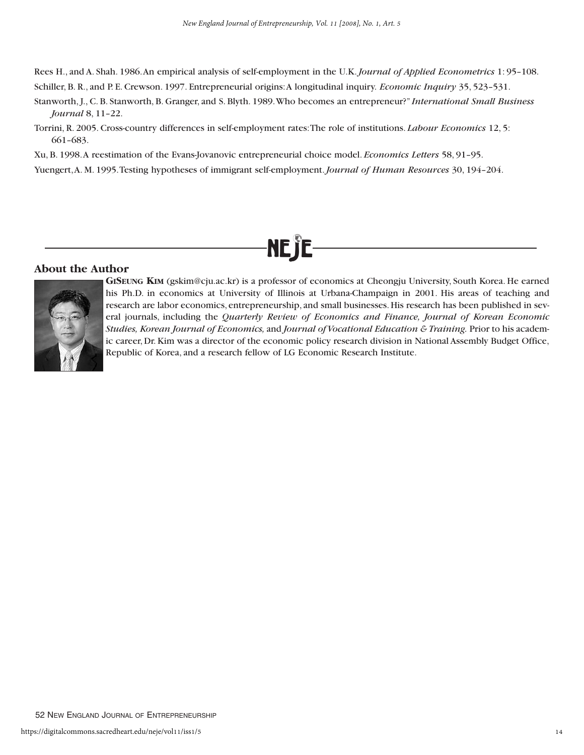Rees H., and A. Shah. 1986. An empirical analysis of self-employment in the U.K. *Journal of Applied Econometrics* 1: 95–108.

Schiller, B. R., and P. E. Crewson. 1997. Entrepreneurial origins: A longitudinal inquiry. *Economic Inquiry* 35, 523–531.

Stanworth, J., C. B. Stanworth, B. Granger, and S. Blyth. 1989. Who becomes an entrepreneur?" *International Small Business Journal* 8, 11–22.

Torrini, R. 2005. Cross-country differences in self-employment rates: The role of institutions. *Labour Economics* 12, 5: 661–683.

Xu, B. 1998. A reestimation of the Evans-Jovanovic entrepreneurial choice model. *Economics Letters* 58, 91–95.

Yuengert, A. M. 1995. Testing hypotheses of immigrant self-employment. *Journal of Human Resources* 30, 194–204.

## About the Author

**GISEUNG KIM** (gskim@cju.ac.kr) is a professor of economics at Cheongju University, South Korea. He earned his Ph.D. in economics at University of Illinois at Urbana-Champaign in 2001. His areas of teaching and research are labor economics, entrepreneurship, and small businesses. His research has been published in several journals, including the *Quarterly Review of Economics and Finance, Journal of Korean Economic Studies, Korean Journal of Economics,* and *Journal of Vocational Education & Training.* Prior to his academic career, Dr. Kim was a director of the economic policy research division in National Assembly Budget Office, Republic of Korea, and a research fellow of LG Economic Research Institute.